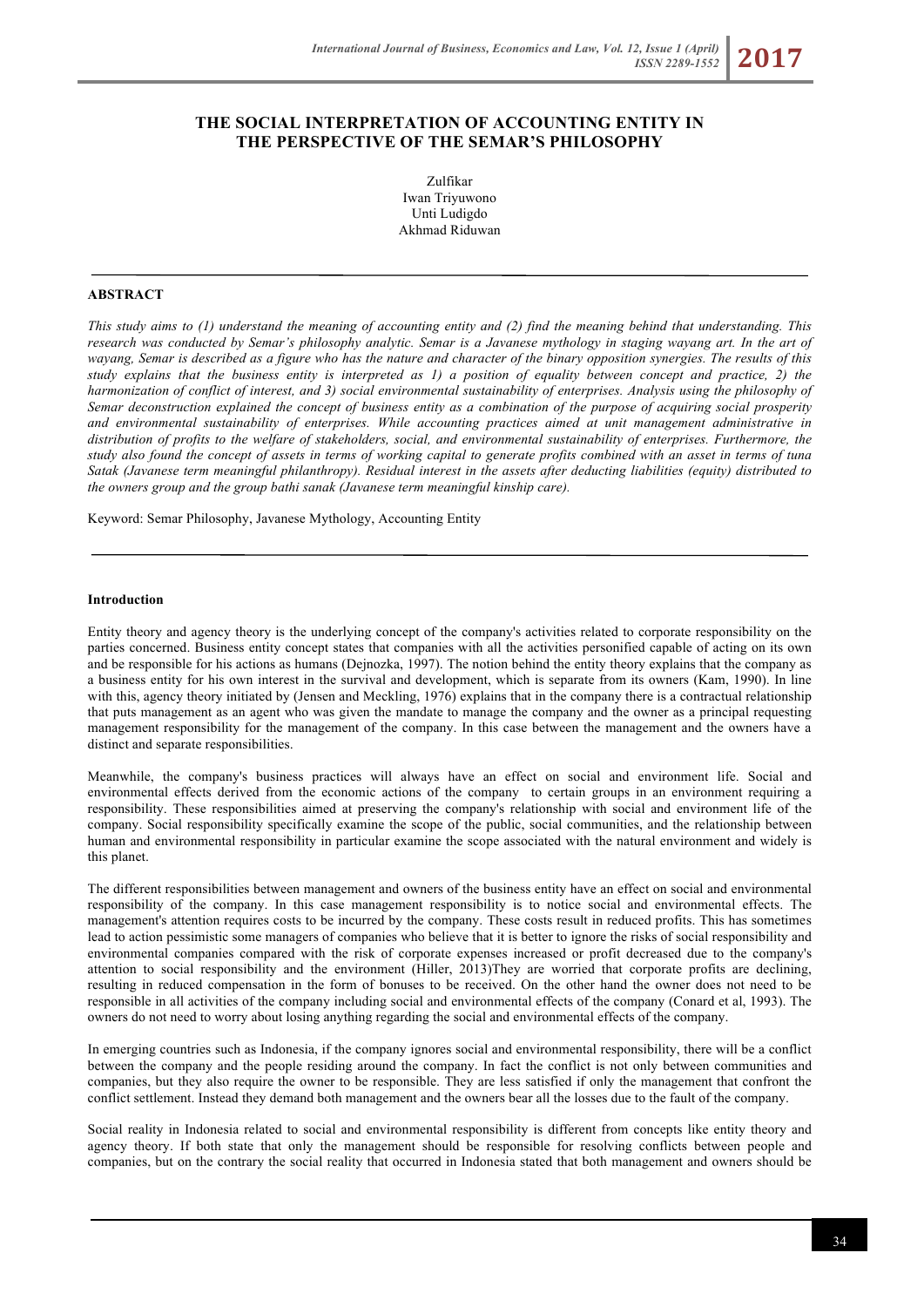# THE SOCIAL INTERPRETATION OF ACCOUNTING ENTITY IN THE PERSPECTIVE OF THE SEMAR'S PHILOSOPHY

Zulfikar
Iwan Triyuwono
Unti Ludigdo
Akhmad Riduwan

## ABSTRACT

*This study aims to (1) understand the meaning of accounting entity and (2) find the meaning behind that understanding. This research was conducted by Semar's philosophy analytic. Semar is a Javanese mythology in staging wayang art. In the art of wayang, Semar is described as a figure who has the nature and character of the binary opposition synergies. The results of this study explains that the business entity is interpreted as 1) a position of equality between concept and practice, 2) the harmonization of conflict of interest, and 3) social environmental sustainability of enterprises. Analysis using the philosophy of Semar deconstruction explained the concept of business entity as a combination of the purpose of acquiring social prosperity and environmental sustainability of enterprises. While accounting practices aimed at unit management administrative in distribution of profits to the welfare of stakeholders, social, and environmental sustainability of enterprises. Furthermore, the study also found the concept of assets in terms of working capital to generate profits combined with an asset in terms of tuna Satak (Javanese term meaningful philanthropy). Residual interest in the assets after deducting liabilities (equity) distributed to the owners group and the group bathi sanak (Javanese term meaningful kinship care).*

Keyword: Semar Philosophy, Javanese Mythology, Accounting Entity

## Introduction

Entity theory and agency theory is the underlying concept of the company's activities related to corporate responsibility on the parties concerned. Business entity concept states that companies with all the activities personified capable of acting on its own and be responsible for his actions as humans (Dejnozka, 1997). The notion behind the entity theory explains that the company as a business entity for his own interest in the survival and development, which is separate from its owners (Kam, 1990). In line with this, agency theory initiated by (Jensen and Meckling, 1976) explains that in the company there is a contractual relationship that puts management as an agent who was given the mandate to manage the company and the owner as a principal requesting management responsibility for the management of the company. In this case between the management and the owners have a distinct and separate responsibilities.

Meanwhile, the company's business practices will always have an effect on social and environment life. Social and environmental effects derived from the economic actions of the company to certain groups in an environment requiring a responsibility. These responsibilities aimed at preserving the company's relationship with social and environment life of the company. Social responsibility specifically examine the scope of the public, social communities, and the relationship between human and environmental responsibility in particular examine the scope associated with the natural environment and widely is this planet.

The different responsibilities between management and owners of the business entity have an effect on social and environmental responsibility of the company. In this case management responsibility is to notice social and environmental effects. The management's attention requires costs to be incurred by the company. These costs result in reduced profits. This has sometimes lead to action pessimistic some managers of companies who believe that it is better to ignore the risks of social responsibility and environmental companies compared with the risk of corporate expenses increased or profit decreased due to the company's attention to social responsibility and the environment (Hiller, 2013)They are worried that corporate profits are declining, resulting in reduced compensation in the form of bonuses to be received. On the other hand the owner does not need to be responsible in all activities of the company including social and environmental effects of the company (Conard et al, 1993). The owners do not need to worry about losing anything regarding the social and environmental effects of the company.

In emerging countries such as Indonesia, if the company ignores social and environmental responsibility, there will be a conflict between the company and the people residing around the company. In fact the conflict is not only between communities and companies, but they also require the owner to be responsible. They are less satisfied if only the management that confront the conflict settlement. Instead they demand both management and the owners bear all the losses due to the fault of the company.

Social reality in Indonesia related to social and environmental responsibility is different from concepts like entity theory and agency theory. If both state that only the management should be responsible for resolving conflicts between people and companies, but on the contrary the social reality that occurred in Indonesia stated that both management and owners should be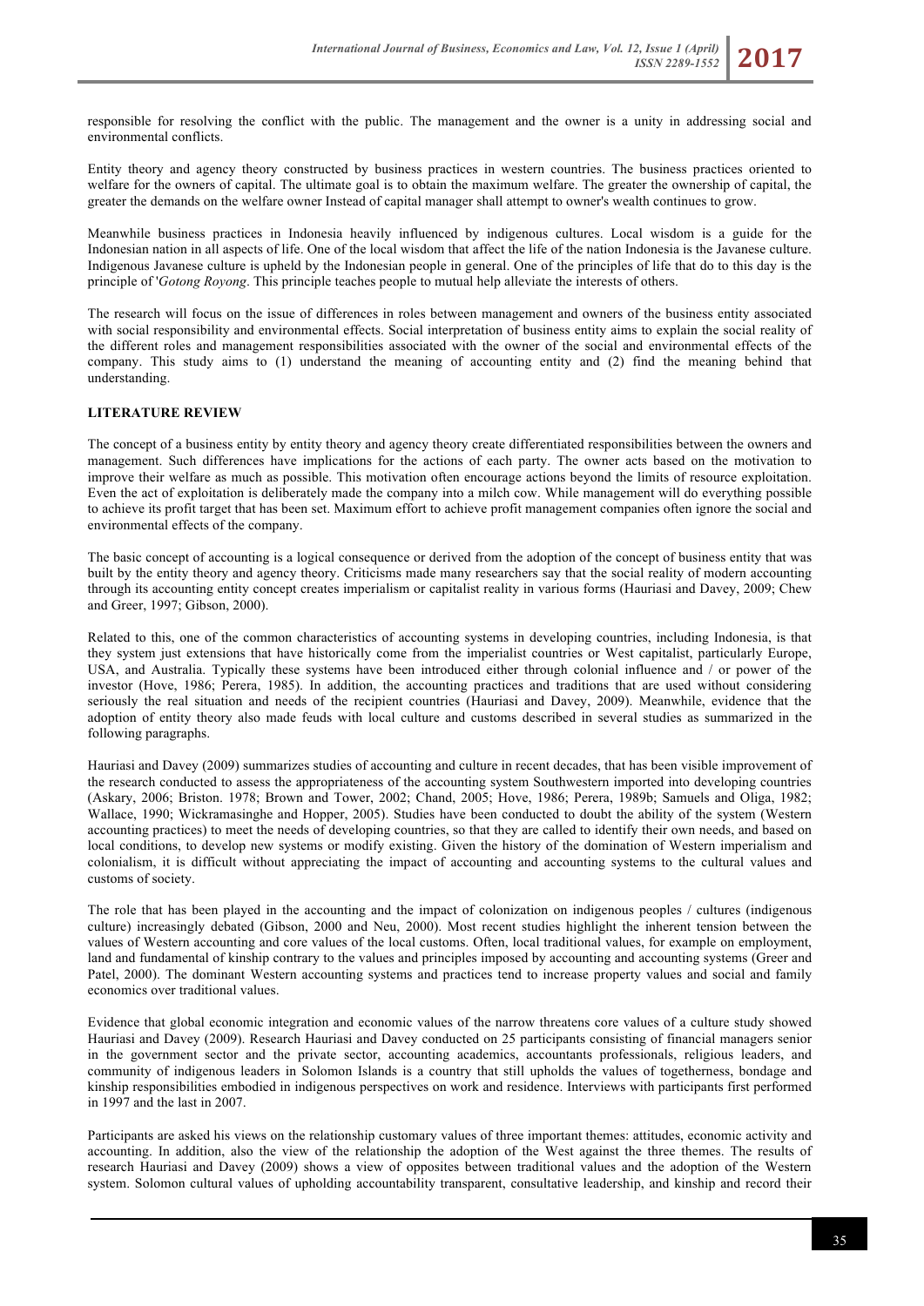responsible for resolving the conflict with the public. The management and the owner is a unity in addressing social and environmental conflicts.

Entity theory and agency theory constructed by business practices in western countries. The business practices oriented to welfare for the owners of capital. The ultimate goal is to obtain the maximum welfare. The greater the ownership of capital, the greater the demands on the welfare owner Instead of capital manager shall attempt to owner's wealth continues to grow.

Meanwhile business practices in Indonesia heavily influenced by indigenous cultures. Local wisdom is a guide for the Indonesian nation in all aspects of life. One of the local wisdom that affect the life of the nation Indonesia is the Javanese culture. Indigenous Javanese culture is upheld by the Indonesian people in general. One of the principles of life that do to this day is the principle of '*Gotong Royong*. This principle teaches people to mutual help alleviate the interests of others.

The research will focus on the issue of differences in roles between management and owners of the business entity associated with social responsibility and environmental effects. Social interpretation of business entity aims to explain the social reality of the different roles and management responsibilities associated with the owner of the social and environmental effects of the company. This study aims to (1) understand the meaning of accounting entity and (2) find the meaning behind that understanding.

## LITERATURE REVIEW

The concept of a business entity by entity theory and agency theory create differentiated responsibilities between the owners and management. Such differences have implications for the actions of each party. The owner acts based on the motivation to improve their welfare as much as possible. This motivation often encourage actions beyond the limits of resource exploitation. Even the act of exploitation is deliberately made the company into a milch cow. While management will do everything possible to achieve its profit target that has been set. Maximum effort to achieve profit management companies often ignore the social and environmental effects of the company.

The basic concept of accounting is a logical consequence or derived from the adoption of the concept of business entity that was built by the entity theory and agency theory. Criticisms made many researchers say that the social reality of modern accounting through its accounting entity concept creates imperialism or capitalist reality in various forms (Hauriasi and Davey, 2009; Chew and Greer, 1997; Gibson, 2000).

Related to this, one of the common characteristics of accounting systems in developing countries, including Indonesia, is that they system just extensions that have historically come from the imperialist countries or West capitalist, particularly Europe, USA, and Australia. Typically these systems have been introduced either through colonial influence and / or power of the investor (Hove, 1986; Perera, 1985). In addition, the accounting practices and traditions that are used without considering seriously the real situation and needs of the recipient countries (Hauriasi and Davey, 2009). Meanwhile, evidence that the adoption of entity theory also made feuds with local culture and customs described in several studies as summarized in the following paragraphs.

Hauriasi and Davey (2009) summarizes studies of accounting and culture in recent decades, that has been visible improvement of the research conducted to assess the appropriateness of the accounting system Southwestern imported into developing countries (Askary, 2006; Briston. 1978; Brown and Tower, 2002; Chand, 2005; Hove, 1986; Perera, 1989b; Samuels and Oliga, 1982; Wallace, 1990; Wickramasinghe and Hopper, 2005). Studies have been conducted to doubt the ability of the system (Western accounting practices) to meet the needs of developing countries, so that they are called to identify their own needs, and based on local conditions, to develop new systems or modify existing. Given the history of the domination of Western imperialism and colonialism, it is difficult without appreciating the impact of accounting and accounting systems to the cultural values and customs of society.

The role that has been played in the accounting and the impact of colonization on indigenous peoples / cultures (indigenous culture) increasingly debated (Gibson, 2000 and Neu, 2000). Most recent studies highlight the inherent tension between the values of Western accounting and core values of the local customs. Often, local traditional values, for example on employment, land and fundamental of kinship contrary to the values and principles imposed by accounting and accounting systems (Greer and Patel, 2000). The dominant Western accounting systems and practices tend to increase property values and social and family economics over traditional values.

Evidence that global economic integration and economic values of the narrow threatens core values of a culture study showed Hauriasi and Davey (2009). Research Hauriasi and Davey conducted on 25 participants consisting of financial managers senior in the government sector and the private sector, accounting academics, accountants professionals, religious leaders, and community of indigenous leaders in Solomon Islands is a country that still upholds the values of togetherness, bondage and kinship responsibilities embodied in indigenous perspectives on work and residence. Interviews with participants first performed in 1997 and the last in 2007.

Participants are asked his views on the relationship customary values of three important themes: attitudes, economic activity and accounting. In addition, also the view of the relationship the adoption of the West against the three themes. The results of research Hauriasi and Davey (2009) shows a view of opposites between traditional values and the adoption of the Western system. Solomon cultural values of upholding accountability transparent, consultative leadership, and kinship and record their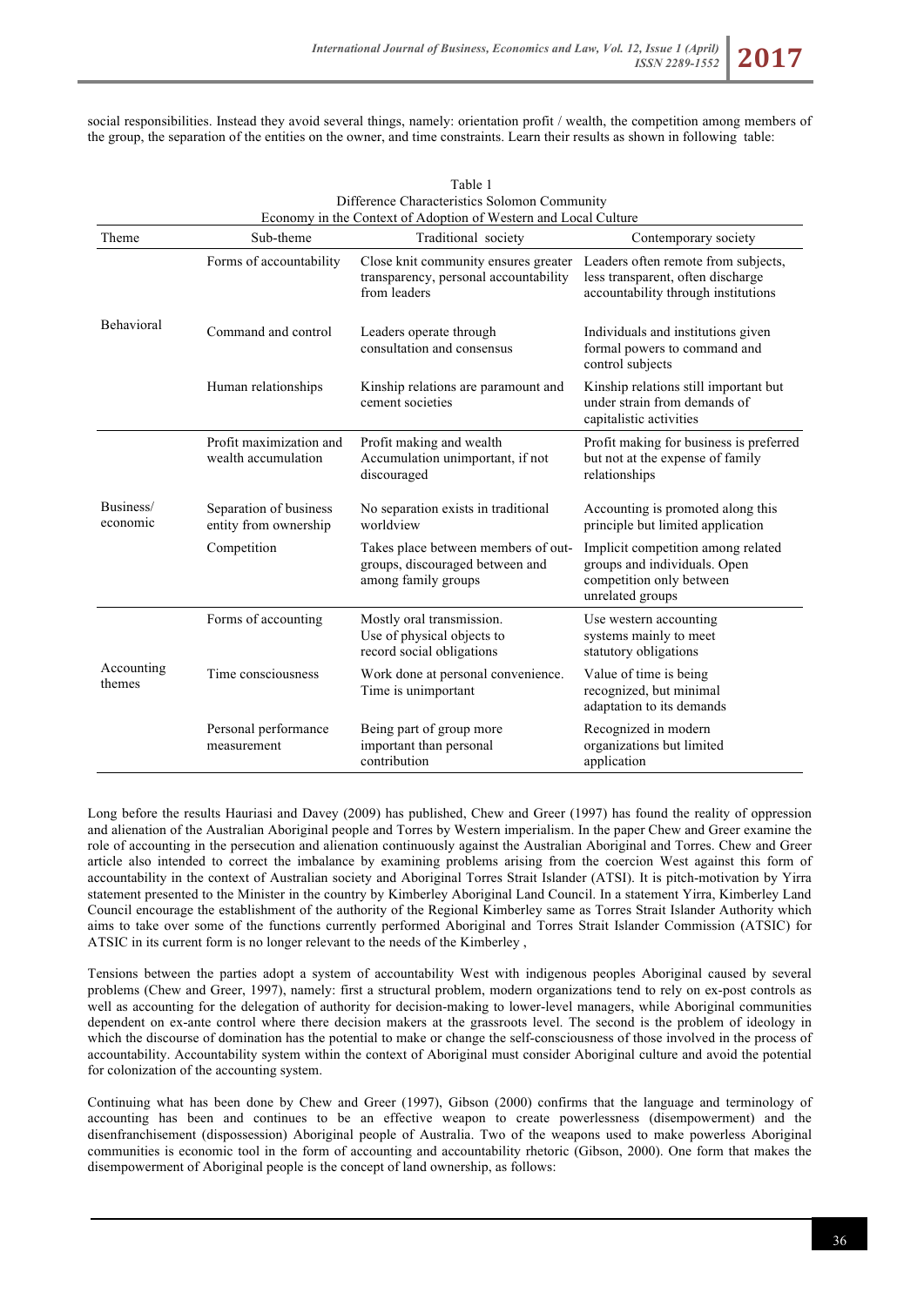social responsibilities. Instead they avoid several things, namely: orientation profit / wealth, the competition among members of the group, the separation of the entities on the owner, and time constraints. Learn their results as shown in following table:

Table 1
Difference Characteristics Solomon Community
Economy in the Context of Adoption of Western and Local Culture

| Theme | Sub-theme | Traditional society | Contemporary society |
|---|---|---|---|
| Behavioral | Forms of accountability | Close knit community ensures greater transparency, personal accountability from leaders | Leaders often remote from subjects, less transparent, often discharge accountability through institutions |
| | Command and control | Leaders operate through consultation and consensus | Individuals and institutions given formal powers to command and control subjects |
| | Human relationships | Kinship relations are paramount and cement societies | Kinship relations still important but under strain from demands of capitalistic activities |
| Business/ economic | Profit maximization and wealth accumulation | Profit making and wealth Accumulation unimportant, if not discouraged | Profit making for business is preferred but not at the expense of family relationships |
| | Separation of business entity from ownership | No separation exists in traditional worldview | Accounting is promoted along this principle but limited application |
| | Competition | Takes place between members of out-groups, discouraged between and among family groups | Implicit competition among related groups and individuals. Open competition only between unrelated groups |
| Accounting themes | Forms of accounting | Mostly oral transmission. Use of physical objects to record social obligations | Use western accounting systems mainly to meet statutory obligations |
| | Time consciousness | Work done at personal convenience. Time is unimportant | Value of time is being recognized, but minimal adaptation to its demands |
| | Personal performance measurement | Being part of group more important than personal contribution | Recognized in modern organizations but limited application |

Long before the results Hauriasi and Davey (2009) has published, Chew and Greer (1997) has found the reality of oppression and alienation of the Australian Aboriginal people and Torres by Western imperialism. In the paper Chew and Greer examine the role of accounting in the persecution and alienation continuously against the Australian Aboriginal and Torres. Chew and Greer article also intended to correct the imbalance by examining problems arising from the coercion West against this form of accountability in the context of Australian society and Aboriginal Torres Strait Islander (ATSI). It is pitch-motivation by Yirra statement presented to the Minister in the country by Kimberley Aboriginal Land Council. In a statement Yirra, Kimberley Land Council encourage the establishment of the authority of the Regional Kimberley same as Torres Strait Islander Authority which aims to take over some of the functions currently performed Aboriginal and Torres Strait Islander Commission (ATSIC) for ATSIC in its current form is no longer relevant to the needs of the Kimberley ,

Tensions between the parties adopt a system of accountability West with indigenous peoples Aboriginal caused by several problems (Chew and Greer, 1997), namely: first a structural problem, modern organizations tend to rely on ex-post controls as well as accounting for the delegation of authority for decision-making to lower-level managers, while Aboriginal communities dependent on ex-ante control where there decision makers at the grassroots level. The second is the problem of ideology in which the discourse of domination has the potential to make or change the self-consciousness of those involved in the process of accountability. Accountability system within the context of Aboriginal must consider Aboriginal culture and avoid the potential for colonization of the accounting system.

Continuing what has been done by Chew and Greer (1997), Gibson (2000) confirms that the language and terminology of accounting has been and continues to be an effective weapon to create powerlessness (disempowerment) and the disenfranchisement (dispossession) Aboriginal people of Australia. Two of the weapons used to make powerless Aboriginal communities is economic tool in the form of accounting and accountability rhetoric (Gibson, 2000). One form that makes the disempowerment of Aboriginal people is the concept of land ownership, as follows: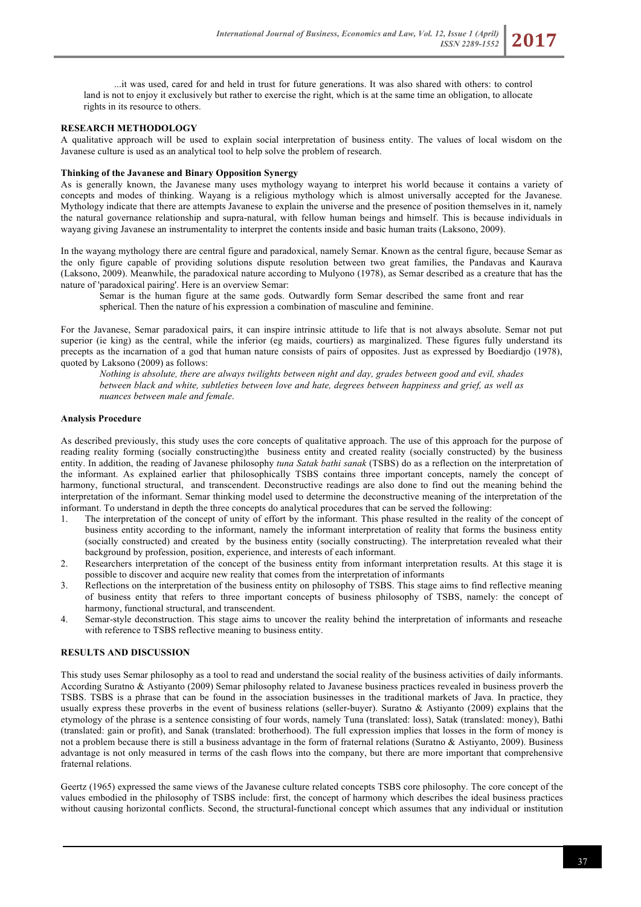...it was used, cared for and held in trust for future generations. It was also shared with others: to control land is not to enjoy it exclusively but rather to exercise the right, which is at the same time an obligation, to allocate rights in its resource to others.

## RESEARCH METHODOLOGY

A qualitative approach will be used to explain social interpretation of business entity. The values of local wisdom on the Javanese culture is used as an analytical tool to help solve the problem of research.

### Thinking of the Javanese and Binary Opposition Synergy

As is generally known, the Javanese many uses mythology wayang to interpret his world because it contains a variety of concepts and modes of thinking. Wayang is a religious mythology which is almost universally accepted for the Javanese. Mythology indicate that there are attempts Javanese to explain the universe and the presence of position themselves in it, namely the natural governance relationship and supra-natural, with fellow human beings and himself. This is because individuals in wayang giving Javanese an instrumentality to interpret the contents inside and basic human traits (Laksono, 2009).

In the wayang mythology there are central figure and paradoxical, namely Semar. Known as the central figure, because Semar as the only figure capable of providing solutions dispute resolution between two great families, the Pandavas and Kaurava (Laksono, 2009). Meanwhile, the paradoxical nature according to Mulyono (1978), as Semar described as a creature that has the nature of 'paradoxical pairing'. Here is an overview Semar:

> Semar is the human figure at the same gods. Outwardly form Semar described the same front and rear spherical. Then the nature of his expression a combination of masculine and feminine.

For the Javanese, Semar paradoxical pairs, it can inspire intrinsic attitude to life that is not always absolute. Semar not put superior (ie king) as the central, while the inferior (eg maids, courtiers) as marginalized. These figures fully understand its precepts as the incarnation of a god that human nature consists of pairs of opposites. Just as expressed by Boediardjo (1978), quoted by Laksono (2009) as follows:

> *Nothing is absolute, there are always twilights between night and day, grades between good and evil, shades between black and white, subtleties between love and hate, degrees between happiness and grief, as well as nuances between male and female*.

### Analysis Procedure

As described previously, this study uses the core concepts of qualitative approach. The use of this approach for the purpose of reading reality forming (socially constructing)the business entity and created reality (socially constructed) by the business entity. In addition, the reading of Javanese philosophy *tuna Satak bathi sanak* (TSBS) do as a reflection on the interpretation of the informant. As explained earlier that philosophically TSBS contains three important concepts, namely the concept of harmony, functional structural, and transcendent. Deconstructive readings are also done to find out the meaning behind the interpretation of the informant. Semar thinking model used to determine the deconstructive meaning of the interpretation of the informant. To understand in depth the three concepts do analytical procedures that can be served the following:

1. The interpretation of the concept of unity of effort by the informant. This phase resulted in the reality of the concept of business entity according to the informant, namely the informant interpretation of reality that forms the business entity (socially constructed) and created by the business entity (socially constructing). The interpretation revealed what their background by profession, position, experience, and interests of each informant.
2. Researchers interpretation of the concept of the business entity from informant interpretation results. At this stage it is possible to discover and acquire new reality that comes from the interpretation of informants
3. Reflections on the interpretation of the business entity on philosophy of TSBS. This stage aims to find reflective meaning of business entity that refers to three important concepts of business philosophy of TSBS, namely: the concept of harmony, functional structural, and transcendent.
4. Semar-style deconstruction. This stage aims to uncover the reality behind the interpretation of informants and reseache with reference to TSBS reflective meaning to business entity.

## RESULTS AND DISCUSSION

This study uses Semar philosophy as a tool to read and understand the social reality of the business activities of daily informants. According Suratno & Astiyanto (2009) Semar philosophy related to Javanese business practices revealed in business proverb the TSBS. TSBS is a phrase that can be found in the association businesses in the traditional markets of Java. In practice, they usually express these proverbs in the event of business relations (seller-buyer). Suratno & Astiyanto (2009) explains that the etymology of the phrase is a sentence consisting of four words, namely Tuna (translated: loss), Satak (translated: money), Bathi (translated: gain or profit), and Sanak (translated: brotherhood). The full expression implies that losses in the form of money is not a problem because there is still a business advantage in the form of fraternal relations (Suratno & Astiyanto, 2009). Business advantage is not only measured in terms of the cash flows into the company, but there are more important that comprehensive fraternal relations.

Geertz (1965) expressed the same views of the Javanese culture related concepts TSBS core philosophy. The core concept of the values embodied in the philosophy of TSBS include: first, the concept of harmony which describes the ideal business practices without causing horizontal conflicts. Second, the structural-functional concept which assumes that any individual or institution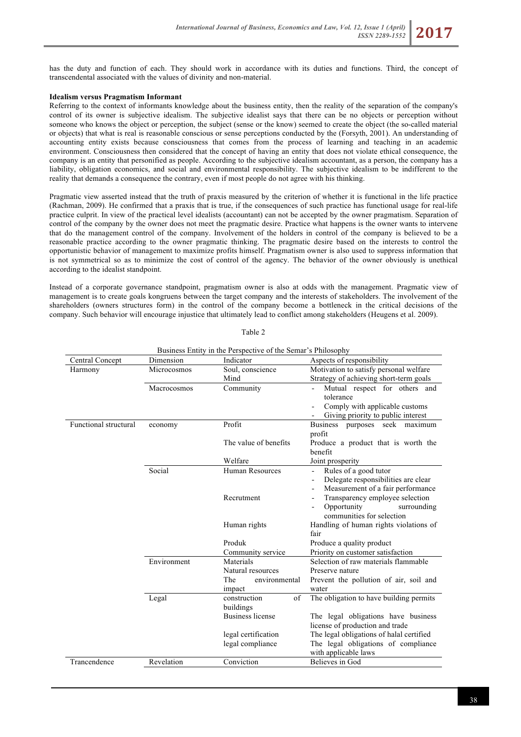has the duty and function of each. They should work in accordance with its duties and functions. Third, the concept of transcendental associated with the values of divinity and non-material.

**Idealism versus Pragmatism Informant**

Referring to the context of informants knowledge about the business entity, then the reality of the separation of the company's control of its owner is subjective idealism. The subjective idealist says that there can be no objects or perception without someone who knows the object or perception, the subject (sense or the know) seemed to create the object (the so-called material or objects) that what is real is reasonable conscious or sense perceptions conducted by the (Forsyth, 2001). An understanding of accounting entity exists because consciousness that comes from the process of learning and teaching in an academic environment. Consciousness then considered that the concept of having an entity that does not violate ethical consequence, the company is an entity that personified as people. According to the subjective idealism accountant, as a person, the company has a liability, obligation economics, and social and environmental responsibility. The subjective idealism to be indifferent to the reality that demands a consequence the contrary, even if most people do not agree with his thinking.

Pragmatic view asserted instead that the truth of praxis measured by the criterion of whether it is functional in the life practice (Rachman, 2009). He confirmed that a praxis that is true, if the consequences of such practice has functional usage for real-life practice culprit. In view of the practical level idealists (accountant) can not be accepted by the owner pragmatism. Separation of control of the company by the owner does not meet the pragmatic desire. Practice what happens is the owner wants to intervene that do the management control of the company. Involvement of the holders in control of the company is believed to be a reasonable practice according to the owner pragmatic thinking. The pragmatic desire based on the interests to control the opportunistic behavior of management to maximize profits himself. Pragmatism owner is also used to suppress information that is not symmetrical so as to minimize the cost of control of the agency. The behavior of the owner obviously is unethical according to the idealist standpoint.

Instead of a corporate governance standpoint, pragmatism owner is also at odds with the management. Pragmatic view of management is to create goals kongruens between the target company and the interests of stakeholders. The involvement of the shareholders (owners structures form) in the control of the company become a bottleneck in the critical decisions of the company. Such behavior will encourage injustice that ultimately lead to conflict among stakeholders (Heugens et al. 2009).

Table 2

Business Entity in the Perspective of the Semar's Philosophy

| Central Concept | Dimension | Indicator | Aspects of responsibility |
|---|---|---|---|
| Harmony | Microcosmos | Soul, conscience | Motivation to satisfy personal welfare |
| | | Mind | Strategy of achieving short-term goals |
| | Macrocosmos | Community | - Mutual respect for others and tolerance<br>- Comply with applicable customs<br>- Giving priority to public interest |
| Functional structural | economy | Profit | Business purposes seek maximum profit |
| | | The value of benefits | Produce a product that is worth the benefit |
| | | Welfare | Joint prosperity |
| | Social | Human Resources | - Rules of a good tutor<br>- Delegate responsibilities are clear<br>- Measurement of a fair performance |
| | | Recrutment | - Transparency employee selection<br>- Opportunity surrounding communities for selection |
| | | Human rights | Handling of human rights violations of fair |
| | | Produk | Produce a quality product |
| | | Community service | Priority on customer satisfaction |
| | Environment | Materials | Selection of raw materials flammable |
| | | Natural resources | Preserve nature |
| | | The environmental impact | Prevent the pollution of air, soil and water |
| | Legal | construction of buildings | The obligation to have building permits |
| | | Business license | The legal obligations have business license of production and trade |
| | | legal certification | The legal obligations of halal certified |
| | | legal compliance | The legal obligations of compliance with applicable laws |
| Trancendence | Revelation | Conviction | Believes in God |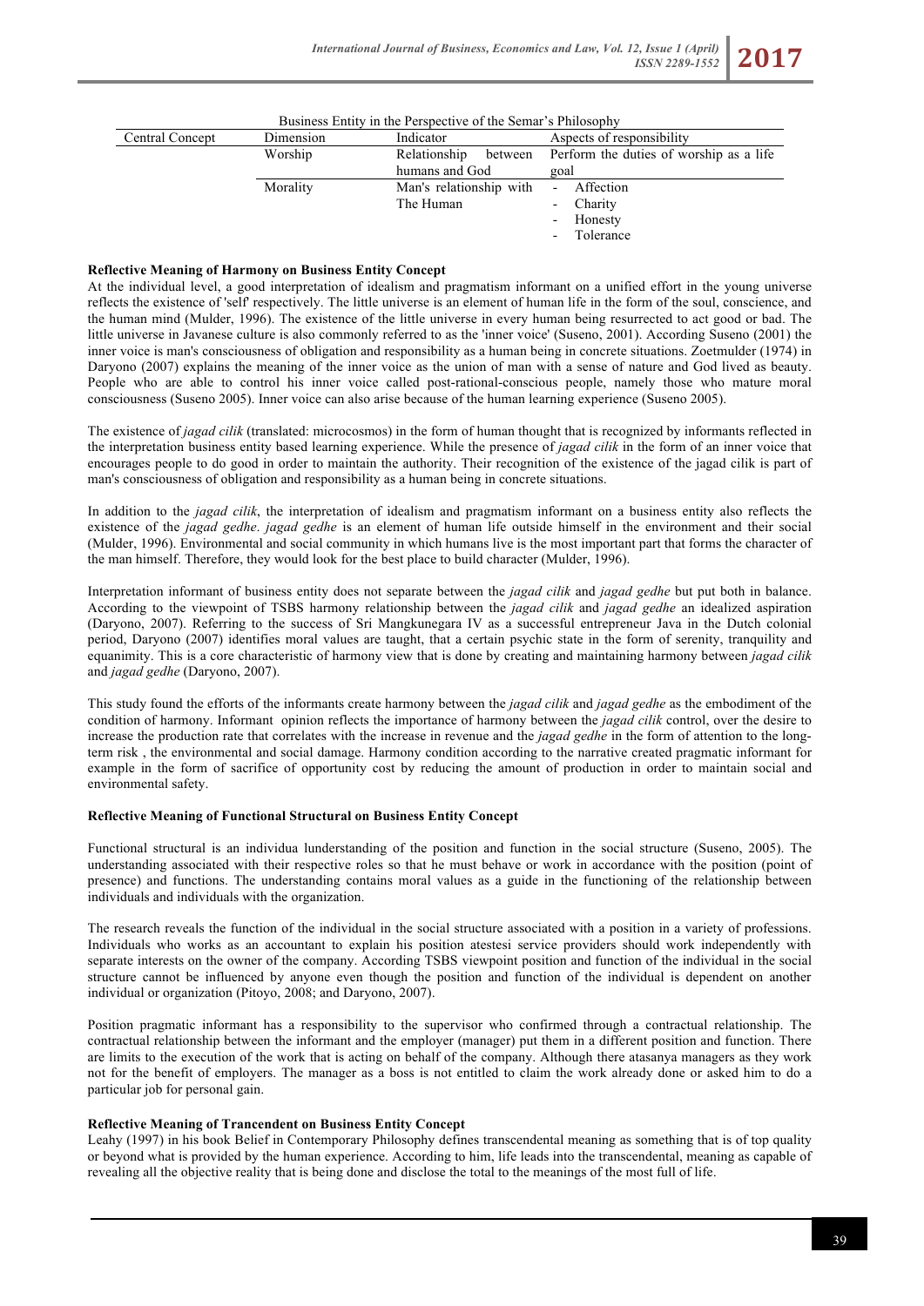Business Entity in the Perspective of the Semar's Philosophy

| Central Concept | Dimension | Indicator | Aspects of responsibility |
|---|---|---|---|
| | Worship | Relationship between humans and God | Perform the duties of worship as a life goal |
| | Morality | Man's relationship with The Human | - Affection<br>- Charity<br>- Honesty<br>- Tolerance |

**Reflective Meaning of Harmony on Business Entity Concept**

At the individual level, a good interpretation of idealism and pragmatism informant on a unified effort in the young universe reflects the existence of 'self' respectively. The little universe is an element of human life in the form of the soul, conscience, and the human mind (Mulder, 1996). The existence of the little universe in every human being resurrected to act good or bad. The little universe in Javanese culture is also commonly referred to as the 'inner voice' (Suseno, 2001). According Suseno (2001) the inner voice is man's consciousness of obligation and responsibility as a human being in concrete situations. Zoetmulder (1974) in Daryono (2007) explains the meaning of the inner voice as the union of man with a sense of nature and God lived as beauty. People who are able to control his inner voice called post-rational-conscious people, namely those who mature moral consciousness (Suseno 2005). Inner voice can also arise because of the human learning experience (Suseno 2005).

The existence of *jagad cilik* (translated: microcosmos) in the form of human thought that is recognized by informants reflected in the interpretation business entity based learning experience. While the presence of *jagad cilik* in the form of an inner voice that encourages people to do good in order to maintain the authority. Their recognition of the existence of the jagad cilik is part of man's consciousness of obligation and responsibility as a human being in concrete situations.

In addition to the *jagad cilik*, the interpretation of idealism and pragmatism informant on a business entity also reflects the existence of the *jagad gedhe*. *jagad gedhe* is an element of human life outside himself in the environment and their social (Mulder, 1996). Environmental and social community in which humans live is the most important part that forms the character of the man himself. Therefore, they would look for the best place to build character (Mulder, 1996).

Interpretation informant of business entity does not separate between the *jagad cilik* and *jagad gedhe* but put both in balance. According to the viewpoint of TSBS harmony relationship between the *jagad cilik* and *jagad gedhe* an idealized aspiration (Daryono, 2007). Referring to the success of Sri Mangkunegara IV as a successful entrepreneur Java in the Dutch colonial period, Daryono (2007) identifies moral values are taught, that a certain psychic state in the form of serenity, tranquility and equanimity. This is a core characteristic of harmony view that is done by creating and maintaining harmony between *jagad cilik* and *jagad gedhe* (Daryono, 2007).

This study found the efforts of the informants create harmony between the *jagad cilik* and *jagad gedhe* as the embodiment of the condition of harmony. Informant opinion reflects the importance of harmony between the *jagad cilik* control, over the desire to increase the production rate that correlates with the increase in revenue and the *jagad gedhe* in the form of attention to the long-term risk , the environmental and social damage. Harmony condition according to the narrative created pragmatic informant for example in the form of sacrifice of opportunity cost by reducing the amount of production in order to maintain social and environmental safety.

**Reflective Meaning of Functional Structural on Business Entity Concept**

Functional structural is an individua lunderstanding of the position and function in the social structure (Suseno, 2005). The understanding associated with their respective roles so that he must behave or work in accordance with the position (point of presence) and functions. The understanding contains moral values as a guide in the functioning of the relationship between individuals and individuals with the organization.

The research reveals the function of the individual in the social structure associated with a position in a variety of professions. Individuals who works as an accountant to explain his position atestesi service providers should work independently with separate interests on the owner of the company. According TSBS viewpoint position and function of the individual in the social structure cannot be influenced by anyone even though the position and function of the individual is dependent on another individual or organization (Pitoyo, 2008; and Daryono, 2007).

Position pragmatic informant has a responsibility to the supervisor who confirmed through a contractual relationship. The contractual relationship between the informant and the employer (manager) put them in a different position and function. There are limits to the execution of the work that is acting on behalf of the company. Although there atasanya managers as they work not for the benefit of employers. The manager as a boss is not entitled to claim the work already done or asked him to do a particular job for personal gain.

**Reflective Meaning of Trancendent on Business Entity Concept**

Leahy (1997) in his book Belief in Contemporary Philosophy defines transcendental meaning as something that is of top quality or beyond what is provided by the human experience. According to him, life leads into the transcendental, meaning as capable of revealing all the objective reality that is being done and disclose the total to the meanings of the most full of life.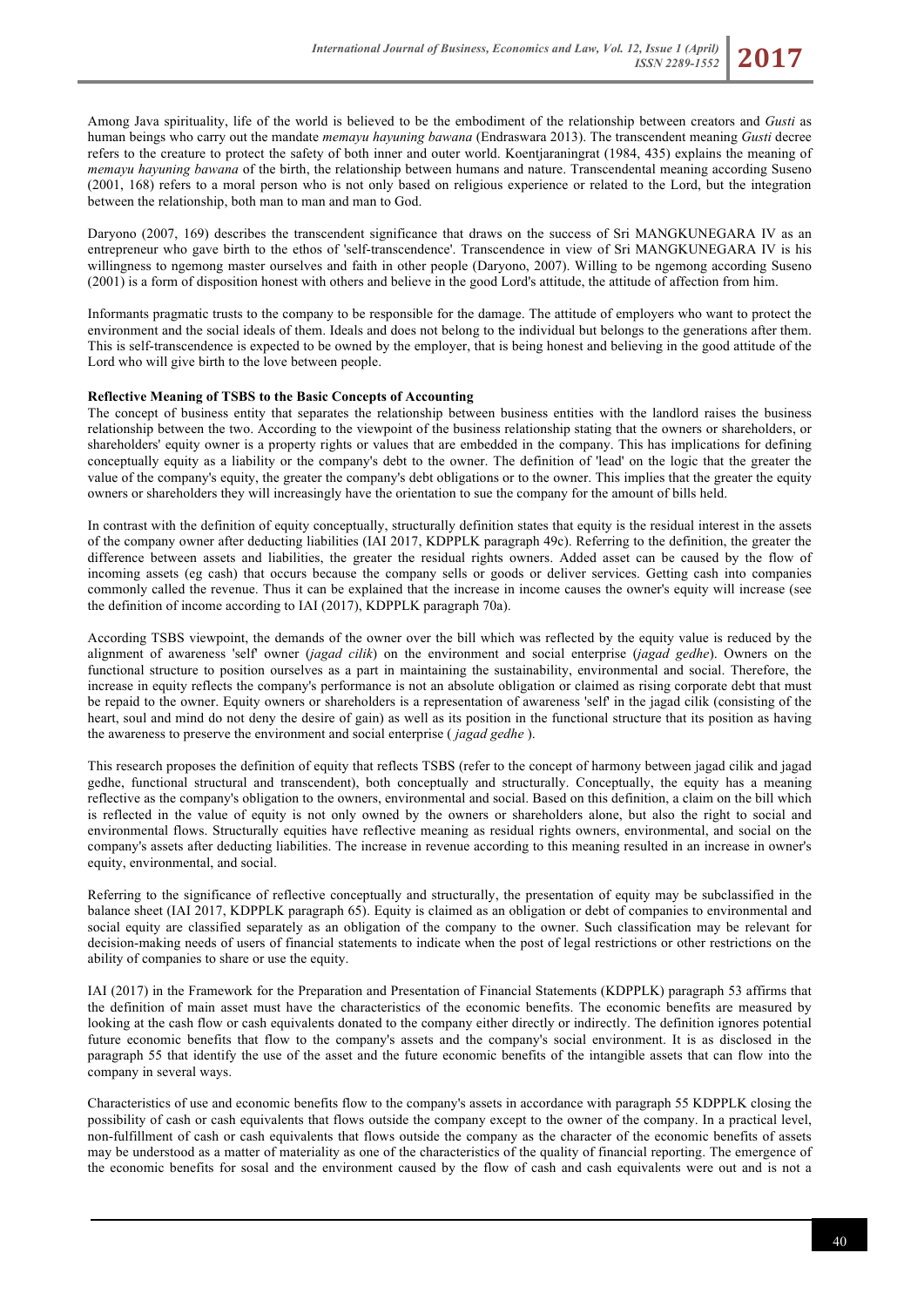Among Java spirituality, life of the world is believed to be the embodiment of the relationship between creators and *Gusti* as human beings who carry out the mandate *memayu hayuning bawana* (Endraswara 2013). The transcendent meaning *Gusti* decree refers to the creature to protect the safety of both inner and outer world. Koentjaraningrat (1984, 435) explains the meaning of *memayu hayuning bawana* of the birth, the relationship between humans and nature. Transcendental meaning according Suseno (2001, 168) refers to a moral person who is not only based on religious experience or related to the Lord, but the integration between the relationship, both man to man and man to God.

Daryono (2007, 169) describes the transcendent significance that draws on the success of Sri MANGKUNEGARA IV as an entrepreneur who gave birth to the ethos of 'self-transcendence'. Transcendence in view of Sri MANGKUNEGARA IV is his willingness to ngemong master ourselves and faith in other people (Daryono, 2007). Willing to be ngemong according Suseno (2001) is a form of disposition honest with others and believe in the good Lord's attitude, the attitude of affection from him.

Informants pragmatic trusts to the company to be responsible for the damage. The attitude of employers who want to protect the environment and the social ideals of them. Ideals and does not belong to the individual but belongs to the generations after them. This is self-transcendence is expected to be owned by the employer, that is being honest and believing in the good attitude of the Lord who will give birth to the love between people.

**Reflective Meaning of TSBS to the Basic Concepts of Accounting**

The concept of business entity that separates the relationship between business entities with the landlord raises the business relationship between the two. According to the viewpoint of the business relationship stating that the owners or shareholders, or shareholders' equity owner is a property rights or values that are embedded in the company. This has implications for defining conceptually equity as a liability or the company's debt to the owner. The definition of 'lead' on the logic that the greater the value of the company's equity, the greater the company's debt obligations or to the owner. This implies that the greater the equity owners or shareholders they will increasingly have the orientation to sue the company for the amount of bills held.

In contrast with the definition of equity conceptually, structurally definition states that equity is the residual interest in the assets of the company owner after deducting liabilities (IAI 2017, KDPPLK paragraph 49c). Referring to the definition, the greater the difference between assets and liabilities, the greater the residual rights owners. Added asset can be caused by the flow of incoming assets (eg cash) that occurs because the company sells or goods or deliver services. Getting cash into companies commonly called the revenue. Thus it can be explained that the increase in income causes the owner's equity will increase (see the definition of income according to IAI (2017), KDPPLK paragraph 70a).

According TSBS viewpoint, the demands of the owner over the bill which was reflected by the equity value is reduced by the alignment of awareness 'self' owner (*jagad cilik*) on the environment and social enterprise (*jagad gedhe*). Owners on the functional structure to position ourselves as a part in maintaining the sustainability, environmental and social. Therefore, the increase in equity reflects the company's performance is not an absolute obligation or claimed as rising corporate debt that must be repaid to the owner. Equity owners or shareholders is a representation of awareness 'self' in the jagad cilik (consisting of the heart, soul and mind do not deny the desire of gain) as well as its position in the functional structure that its position as having the awareness to preserve the environment and social enterprise ( *jagad gedhe* ).

This research proposes the definition of equity that reflects TSBS (refer to the concept of harmony between jagad cilik and jagad gedhe, functional structural and transcendent), both conceptually and structurally. Conceptually, the equity has a meaning reflective as the company's obligation to the owners, environmental and social. Based on this definition, a claim on the bill which is reflected in the value of equity is not only owned by the owners or shareholders alone, but also the right to social and environmental flows. Structurally equities have reflective meaning as residual rights owners, environmental, and social on the company's assets after deducting liabilities. The increase in revenue according to this meaning resulted in an increase in owner's equity, environmental, and social.

Referring to the significance of reflective conceptually and structurally, the presentation of equity may be subclassified in the balance sheet (IAI 2017, KDPPLK paragraph 65). Equity is claimed as an obligation or debt of companies to environmental and social equity are classified separately as an obligation of the company to the owner. Such classification may be relevant for decision-making needs of users of financial statements to indicate when the post of legal restrictions or other restrictions on the ability of companies to share or use the equity.

IAI (2017) in the Framework for the Preparation and Presentation of Financial Statements (KDPPLK) paragraph 53 affirms that the definition of main asset must have the characteristics of the economic benefits. The economic benefits are measured by looking at the cash flow or cash equivalents donated to the company either directly or indirectly. The definition ignores potential future economic benefits that flow to the company's assets and the company's social environment. It is as disclosed in the paragraph 55 that identify the use of the asset and the future economic benefits of the intangible assets that can flow into the company in several ways.

Characteristics of use and economic benefits flow to the company's assets in accordance with paragraph 55 KDPPLK closing the possibility of cash or cash equivalents that flows outside the company except to the owner of the company. In a practical level, non-fulfillment of cash or cash equivalents that flows outside the company as the character of the economic benefits of assets may be understood as a matter of materiality as one of the characteristics of the quality of financial reporting. The emergence of the economic benefits for sosal and the environment caused by the flow of cash and cash equivalents were out and is not a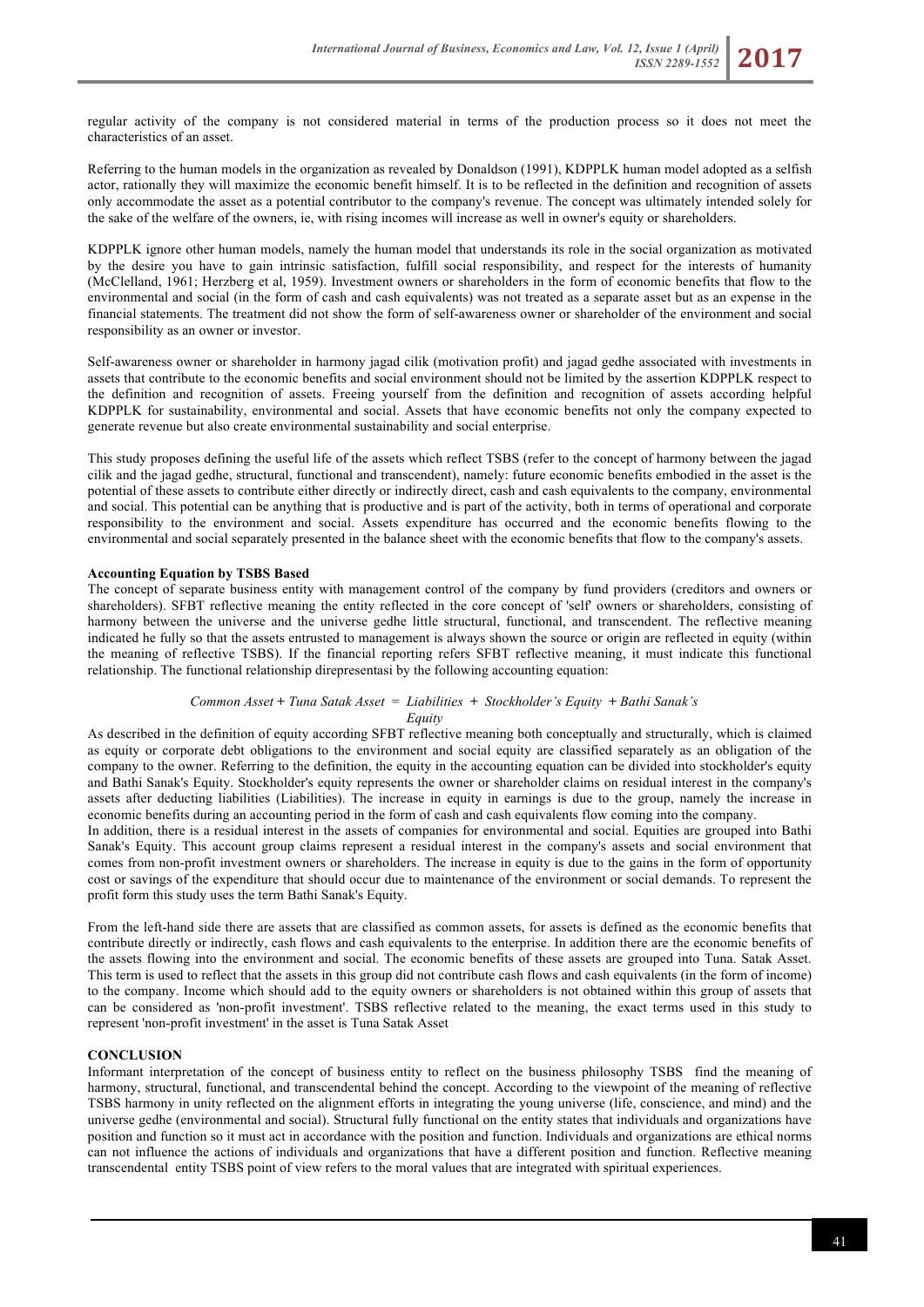regular activity of the company is not considered material in terms of the production process so it does not meet the characteristics of an asset.

Referring to the human models in the organization as revealed by Donaldson (1991), KDPPLK human model adopted as a selfish actor, rationally they will maximize the economic benefit himself. It is to be reflected in the definition and recognition of assets only accommodate the asset as a potential contributor to the company's revenue. The concept was ultimately intended solely for the sake of the welfare of the owners, ie, with rising incomes will increase as well in owner's equity or shareholders.

KDPPLK ignore other human models, namely the human model that understands its role in the social organization as motivated by the desire you have to gain intrinsic satisfaction, fulfill social responsibility, and respect for the interests of humanity (McClelland, 1961; Herzberg et al, 1959). Investment owners or shareholders in the form of economic benefits that flow to the environmental and social (in the form of cash and cash equivalents) was not treated as a separate asset but as an expense in the financial statements. The treatment did not show the form of self-awareness owner or shareholder of the environment and social responsibility as an owner or investor.

Self-awareness owner or shareholder in harmony jagad cilik (motivation profit) and jagad gedhe associated with investments in assets that contribute to the economic benefits and social environment should not be limited by the assertion KDPPLK respect to the definition and recognition of assets. Freeing yourself from the definition and recognition of assets according helpful KDPPLK for sustainability, environmental and social. Assets that have economic benefits not only the company expected to generate revenue but also create environmental sustainability and social enterprise.

This study proposes defining the useful life of the assets which reflect TSBS (refer to the concept of harmony between the jagad cilik and the jagad gedhe, structural, functional and transcendent), namely: future economic benefits embodied in the asset is the potential of these assets to contribute either directly or indirectly direct, cash and cash equivalents to the company, environmental and social. This potential can be anything that is productive and is part of the activity, both in terms of operational and corporate responsibility to the environment and social. Assets expenditure has occurred and the economic benefits flowing to the environmental and social separately presented in the balance sheet with the economic benefits that flow to the company's assets.

**Accounting Equation by TSBS Based**

The concept of separate business entity with management control of the company by fund providers (creditors and owners or shareholders). SFBT reflective meaning the entity reflected in the core concept of 'self' owners or shareholders, consisting of harmony between the universe and the universe gedhe little structural, functional, and transcendent. The reflective meaning indicated he fully so that the assets entrusted to management is always shown the source or origin are reflected in equity (within the meaning of reflective TSBS). If the financial reporting refers SFBT reflective meaning, it must indicate this functional relationship. The functional relationship direpresentasi by the following accounting equation:

*Common Asset + Tuna Satak Asset = Liabilities + Stockholder's Equity + Bathi Sanak's Equity*

As described in the definition of equity according SFBT reflective meaning both conceptually and structurally, which is claimed as equity or corporate debt obligations to the environment and social equity are classified separately as an obligation of the company to the owner. Referring to the definition, the equity in the accounting equation can be divided into stockholder's equity and Bathi Sanak's Equity. Stockholder's equity represents the owner or shareholder claims on residual interest in the company's assets after deducting liabilities (Liabilities). The increase in equity in earnings is due to the group, namely the increase in economic benefits during an accounting period in the form of cash and cash equivalents flow coming into the company.

In addition, there is a residual interest in the assets of companies for environmental and social. Equities are grouped into Bathi Sanak's Equity. This account group claims represent a residual interest in the company's assets and social environment that comes from non-profit investment owners or shareholders. The increase in equity is due to the gains in the form of opportunity cost or savings of the expenditure that should occur due to maintenance of the environment or social demands. To represent the profit form this study uses the term Bathi Sanak's Equity.

From the left-hand side there are assets that are classified as common assets, for assets is defined as the economic benefits that contribute directly or indirectly, cash flows and cash equivalents to the enterprise. In addition there are the economic benefits of the assets flowing into the environment and social. The economic benefits of these assets are grouped into Tuna. Satak Asset. This term is used to reflect that the assets in this group did not contribute cash flows and cash equivalents (in the form of income) to the company. Income which should add to the equity owners or shareholders is not obtained within this group of assets that can be considered as 'non-profit investment'. TSBS reflective related to the meaning, the exact terms used in this study to represent 'non-profit investment' in the asset is Tuna Satak Asset

**CONCLUSION**

Informant interpretation of the concept of business entity to reflect on the business philosophy TSBS find the meaning of harmony, structural, functional, and transcendental behind the concept. According to the viewpoint of the meaning of reflective TSBS harmony in unity reflected on the alignment efforts in integrating the young universe (life, conscience, and mind) and the universe gedhe (environmental and social). Structural fully functional on the entity states that individuals and organizations have position and function so it must act in accordance with the position and function. Individuals and organizations are ethical norms can not influence the actions of individuals and organizations that have a different position and function. Reflective meaning transcendental entity TSBS point of view refers to the moral values that are integrated with spiritual experiences.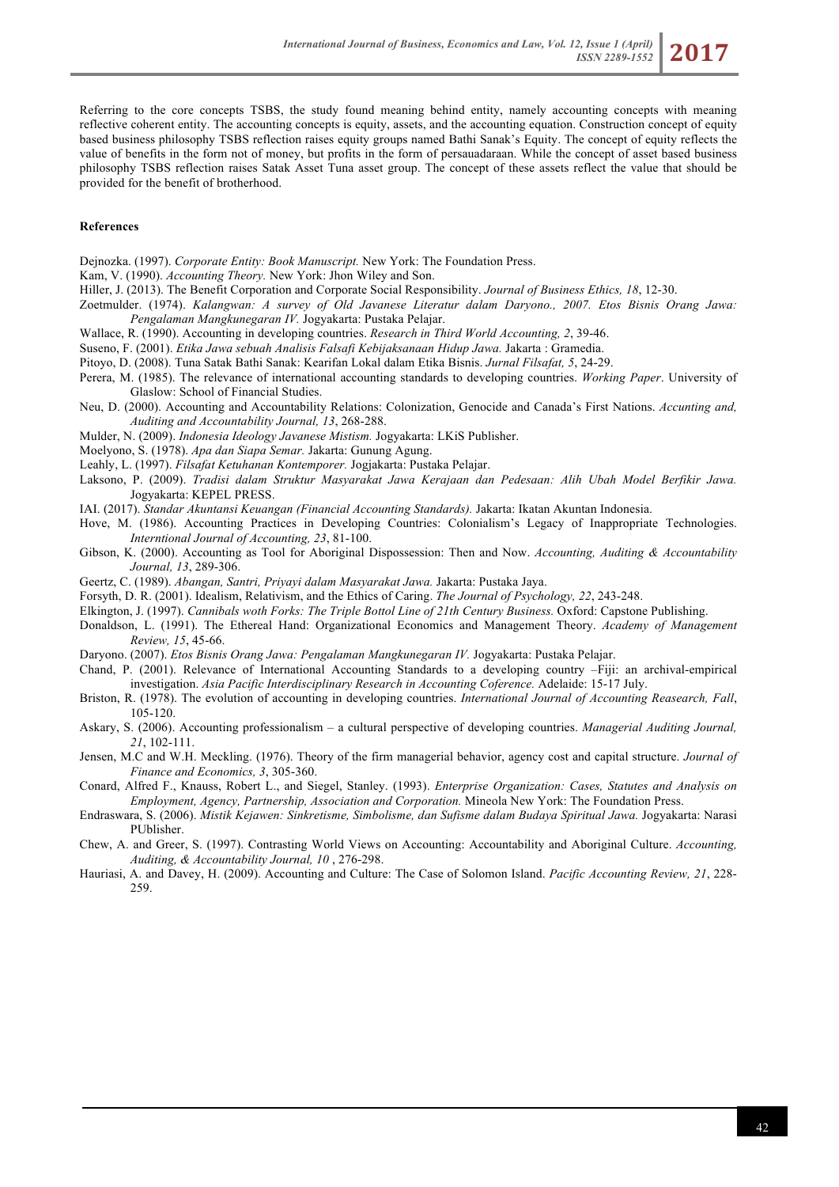Referring to the core concepts TSBS, the study found meaning behind entity, namely accounting concepts with meaning reflective coherent entity. The accounting concepts is equity, assets, and the accounting equation. Construction concept of equity based business philosophy TSBS reflection raises equity groups named Bathi Sanak's Equity. The concept of equity reflects the value of benefits in the form not of money, but profits in the form of persauadaraan. While the concept of asset based business philosophy TSBS reflection raises Satak Asset Tuna asset group. The concept of these assets reflect the value that should be provided for the benefit of brotherhood.

### References

Dejnozka. (1997). *Corporate Entity: Book Manuscript.* New York: The Foundation Press.

Kam, V. (1990). *Accounting Theory.* New York: Jhon Wiley and Son.

Hiller, J. (2013). The Benefit Corporation and Corporate Social Responsibility. *Journal of Business Ethics, 18*, 12-30.

Zoetmulder. (1974). *Kalangwan: A survey of Old Javanese Literatur dalam Daryono., 2007. Etos Bisnis Orang Jawa: Pengalaman Mangkunegaran IV.* Jogyakarta: Pustaka Pelajar.

Wallace, R. (1990). Accounting in developing countries. *Research in Third World Accounting, 2*, 39-46.

Suseno, F. (2001). *Etika Jawa sebuah Analisis Falsafi Kebijaksanaan Hidup Jawa.* Jakarta : Gramedia.

Pitoyo, D. (2008). Tuna Satak Bathi Sanak: Kearifan Lokal dalam Etika Bisnis. *Jurnal Filsafat, 5*, 24-29.

Perera, M. (1985). The relevance of international accounting standards to developing countries. *Working Paper*. University of Glaslow: School of Financial Studies.

Neu, D. (2000). Accounting and Accountability Relations: Colonization, Genocide and Canada's First Nations. *Accunting and, Auditing and Accountability Journal, 13*, 268-288.

Mulder, N. (2009). *Indonesia Ideology Javanese Mistism.* Jogyakarta: LKiS Publisher.

Moelyono, S. (1978). *Apa dan Siapa Semar.* Jakarta: Gunung Agung.

Leahly, L. (1997). *Filsafat Ketuhanan Kontemporer.* Jogjakarta: Pustaka Pelajar.

Laksono, P. (2009). *Tradisi dalam Struktur Masyarakat Jawa Kerajaan dan Pedesaan: Alih Ubah Model Berfikir Jawa.* Jogyakarta: KEPEL PRESS.

IAI. (2017). *Standar Akuntansi Keuangan (Financial Accounting Standards).* Jakarta: Ikatan Akuntan Indonesia.

Hove, M. (1986). Accounting Practices in Developing Countries: Colonialism's Legacy of Inappropriate Technologies. *Interntional Journal of Accounting, 23*, 81-100.

Gibson, K. (2000). Accounting as Tool for Aboriginal Dispossession: Then and Now. *Accounting, Auditing & Accountability Journal, 13*, 289-306.

Geertz, C. (1989). *Abangan, Santri, Priyayi dalam Masyarakat Jawa.* Jakarta: Pustaka Jaya.

Forsyth, D. R. (2001). Idealism, Relativism, and the Ethics of Caring. *The Journal of Psychology, 22*, 243-248.

Elkington, J. (1997). *Cannibals woth Forks: The Triple Bottol Line of 21th Century Business.* Oxford: Capstone Publishing.

Donaldson, L. (1991). The Ethereal Hand: Organizational Economics and Management Theory. *Academy of Management Review, 15*, 45-66.

Daryono. (2007). *Etos Bisnis Orang Jawa: Pengalaman Mangkunegaran IV.* Jogyakarta: Pustaka Pelajar.

Chand, P. (2001). Relevance of International Accounting Standards to a developing country –Fiji: an archival-empirical investigation. *Asia Pacific Interdisciplinary Research in Accounting Coference.* Adelaide: 15-17 July.

Briston, R. (1978). The evolution of accounting in developing countries. *International Journal of Accounting Reasearch, Fall*, 105-120.

Askary, S. (2006). Accounting professionalism – a cultural perspective of developing countries. *Managerial Auditing Journal, 21*, 102-111.

Jensen, M.C and W.H. Meckling. (1976). Theory of the firm managerial behavior, agency cost and capital structure. *Journal of Finance and Economics, 3*, 305-360.

Conard, Alfred F., Knauss, Robert L., and Siegel, Stanley. (1993). *Enterprise Organization: Cases, Statutes and Analysis on Employment, Agency, Partnership, Association and Corporation.* Mineola New York: The Foundation Press.

Endraswara, S. (2006). *Mistik Kejawen: Sinkretisme, Simbolisme, dan Sufisme dalam Budaya Spiritual Jawa.* Jogyakarta: Narasi PUblisher.

Chew, A. and Greer, S. (1997). Contrasting World Views on Accounting: Accountability and Aboriginal Culture. *Accounting, Auditing, & Accountability Journal, 10* , 276-298.

Hauriasi, A. and Davey, H. (2009). Accounting and Culture: The Case of Solomon Island. *Pacific Accounting Review, 21*, 228-259.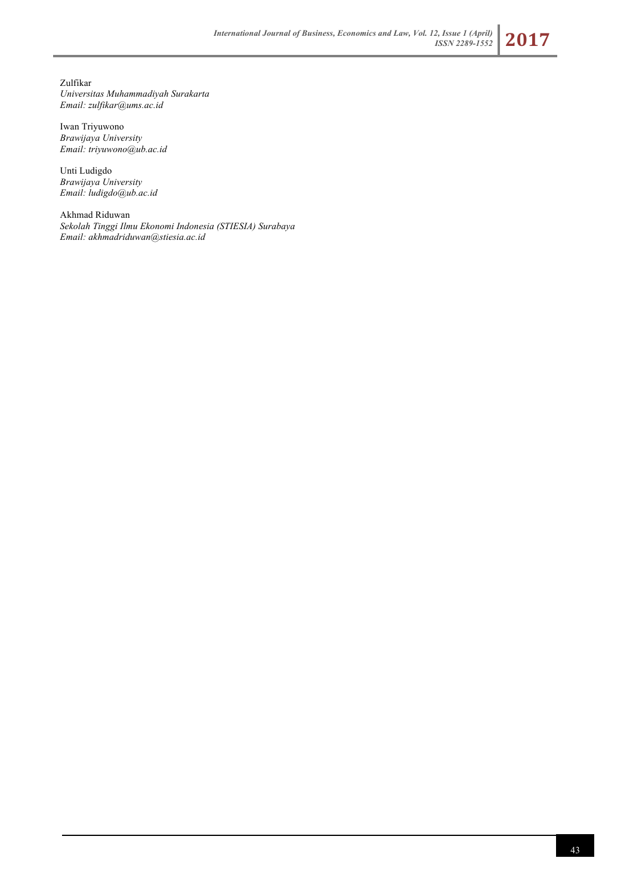Zulfikar
*Universitas Muhammadiyah Surakarta*
*Email: zulfikar@ums.ac.id*

Iwan Triyuwono
*Brawijaya University*
*Email: triyuwono@ub.ac.id*

Unti Ludigdo
*Brawijaya University*
*Email: ludigdo@ub.ac.id*

Akhmad Riduwan
*Sekolah Tinggi Ilmu Ekonomi Indonesia (STIESIA) Surabaya*
*Email: akhmadriduwan@stiesia.ac.id*